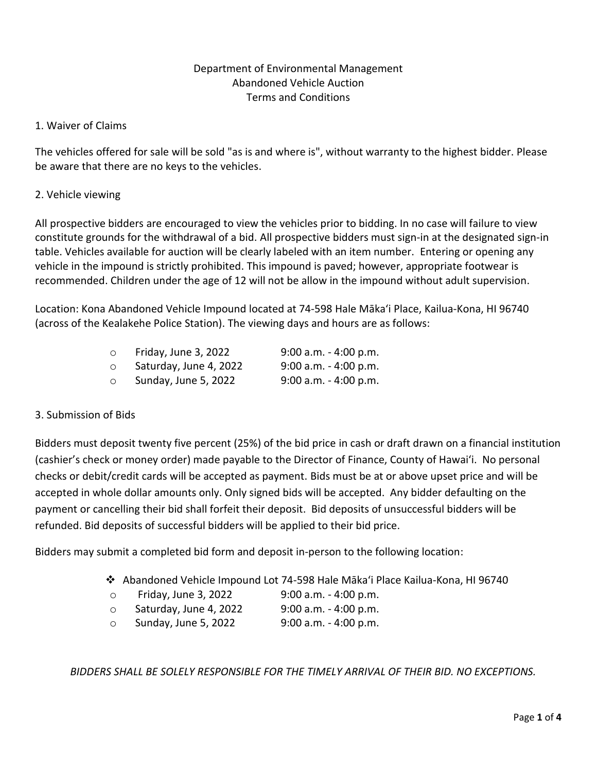# Department of Environmental Management
# Abandoned Vehicle Auction
# Terms and Conditions

## 1. Waiver of Claims

The vehicles offered for sale will be sold "as is and where is", without warranty to the highest bidder. Please be aware that there are no keys to the vehicles.

## 2. Vehicle viewing

All prospective bidders are encouraged to view the vehicles prior to bidding. In no case will failure to view constitute grounds for the withdrawal of a bid. All prospective bidders must sign-in at the designated sign-in table. Vehicles available for auction will be clearly labeled with an item number. Entering or opening any vehicle in the impound is strictly prohibited. This impound is paved; however, appropriate footwear is recommended. Children under the age of 12 will not be allow in the impound without adult supervision.

Location: Kona Abandoned Vehicle Impound located at 74-598 Hale Mākaʻi Place, Kailua-Kona, HI 96740 (across of the Kealakehe Police Station). The viewing days and hours are as follows:

- Friday, June 3, 2022 — 9:00 a.m. - 4:00 p.m.
- Saturday, June 4, 2022 — 9:00 a.m. - 4:00 p.m.
- Sunday, June 5, 2022 — 9:00 a.m. - 4:00 p.m.

## 3. Submission of Bids

Bidders must deposit twenty five percent (25%) of the bid price in cash or draft drawn on a financial institution (cashier's check or money order) made payable to the Director of Finance, County of Hawaiʻi. No personal checks or debit/credit cards will be accepted as payment. Bids must be at or above upset price and will be accepted in whole dollar amounts only. Only signed bids will be accepted. Any bidder defaulting on the payment or cancelling their bid shall forfeit their deposit. Bid deposits of unsuccessful bidders will be refunded. Bid deposits of successful bidders will be applied to their bid price.

Bidders may submit a completed bid form and deposit in-person to the following location:

- Abandoned Vehicle Impound Lot 74-598 Hale Mākaʻi Place Kailua-Kona, HI 96740
  - Friday, June 3, 2022 — 9:00 a.m. - 4:00 p.m.
  - Saturday, June 4, 2022 — 9:00 a.m. - 4:00 p.m.
  - Sunday, June 5, 2022 — 9:00 a.m. - 4:00 p.m.

*BIDDERS SHALL BE SOLELY RESPONSIBLE FOR THE TIMELY ARRIVAL OF THEIR BID. NO EXCEPTIONS.*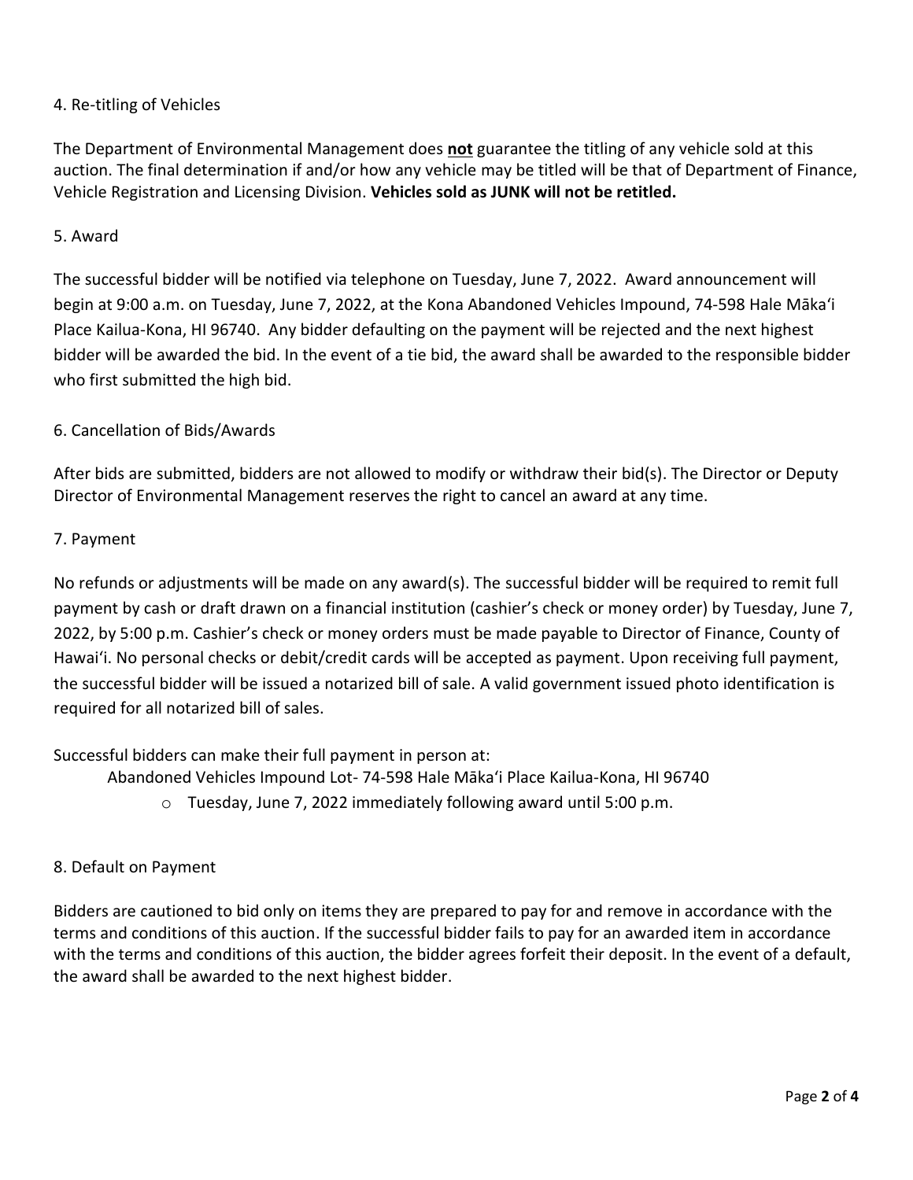## 4. Re-titling of Vehicles

The Department of Environmental Management does **not** guarantee the titling of any vehicle sold at this auction. The final determination if and/or how any vehicle may be titled will be that of Department of Finance, Vehicle Registration and Licensing Division. **Vehicles sold as JUNK will not be retitled.**

## 5. Award

The successful bidder will be notified via telephone on Tuesday, June 7, 2022. Award announcement will begin at 9:00 a.m. on Tuesday, June 7, 2022, at the Kona Abandoned Vehicles Impound, 74-598 Hale Māka'i Place Kailua-Kona, HI 96740. Any bidder defaulting on the payment will be rejected and the next highest bidder will be awarded the bid. In the event of a tie bid, the award shall be awarded to the responsible bidder who first submitted the high bid.

## 6. Cancellation of Bids/Awards

After bids are submitted, bidders are not allowed to modify or withdraw their bid(s). The Director or Deputy Director of Environmental Management reserves the right to cancel an award at any time.

## 7. Payment

No refunds or adjustments will be made on any award(s). The successful bidder will be required to remit full payment by cash or draft drawn on a financial institution (cashier's check or money order) by Tuesday, June 7, 2022, by 5:00 p.m. Cashier's check or money orders must be made payable to Director of Finance, County of Hawai'i. No personal checks or debit/credit cards will be accepted as payment. Upon receiving full payment, the successful bidder will be issued a notarized bill of sale. A valid government issued photo identification is required for all notarized bill of sales.

Successful bidders can make their full payment in person at:

Abandoned Vehicles Impound Lot- 74-598 Hale Māka'i Place Kailua-Kona, HI 96740

- Tuesday, June 7, 2022 immediately following award until 5:00 p.m.

## 8. Default on Payment

Bidders are cautioned to bid only on items they are prepared to pay for and remove in accordance with the terms and conditions of this auction. If the successful bidder fails to pay for an awarded item in accordance with the terms and conditions of this auction, the bidder agrees forfeit their deposit. In the event of a default, the award shall be awarded to the next highest bidder.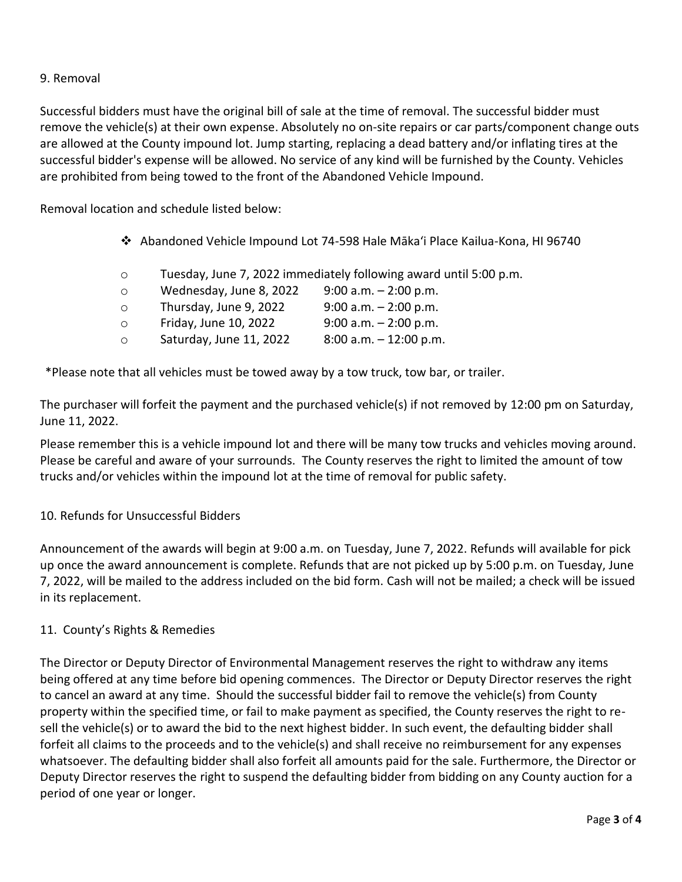## 9. Removal

Successful bidders must have the original bill of sale at the time of removal. The successful bidder must remove the vehicle(s) at their own expense. Absolutely no on-site repairs or car parts/component change outs are allowed at the County impound lot. Jump starting, replacing a dead battery and/or inflating tires at the successful bidder's expense will be allowed. No service of any kind will be furnished by the County. Vehicles are prohibited from being towed to the front of the Abandoned Vehicle Impound.

Removal location and schedule listed below:

- Abandoned Vehicle Impound Lot 74-598 Hale Māka'i Place Kailua-Kona, HI 96740
  - Tuesday, June 7, 2022 immediately following award until 5:00 p.m.
  - Wednesday, June 8, 2022 9:00 a.m. – 2:00 p.m.
  - Thursday, June 9, 2022 9:00 a.m. – 2:00 p.m.
  - Friday, June 10, 2022 9:00 a.m. – 2:00 p.m.
  - Saturday, June 11, 2022 8:00 a.m. – 12:00 p.m.

*Please note that all vehicles must be towed away by a tow truck, tow bar, or trailer.

The purchaser will forfeit the payment and the purchased vehicle(s) if not removed by 12:00 pm on Saturday, June 11, 2022.

Please remember this is a vehicle impound lot and there will be many tow trucks and vehicles moving around. Please be careful and aware of your surrounds. The County reserves the right to limited the amount of tow trucks and/or vehicles within the impound lot at the time of removal for public safety.

## 10. Refunds for Unsuccessful Bidders

Announcement of the awards will begin at 9:00 a.m. on Tuesday, June 7, 2022. Refunds will available for pick up once the award announcement is complete. Refunds that are not picked up by 5:00 p.m. on Tuesday, June 7, 2022, will be mailed to the address included on the bid form. Cash will not be mailed; a check will be issued in its replacement.

## 11. County's Rights & Remedies

The Director or Deputy Director of Environmental Management reserves the right to withdraw any items being offered at any time before bid opening commences. The Director or Deputy Director reserves the right to cancel an award at any time. Should the successful bidder fail to remove the vehicle(s) from County property within the specified time, or fail to make payment as specified, the County reserves the right to re-sell the vehicle(s) or to award the bid to the next highest bidder. In such event, the defaulting bidder shall forfeit all claims to the proceeds and to the vehicle(s) and shall receive no reimbursement for any expenses whatsoever. The defaulting bidder shall also forfeit all amounts paid for the sale. Furthermore, the Director or Deputy Director reserves the right to suspend the defaulting bidder from bidding on any County auction for a period of one year or longer.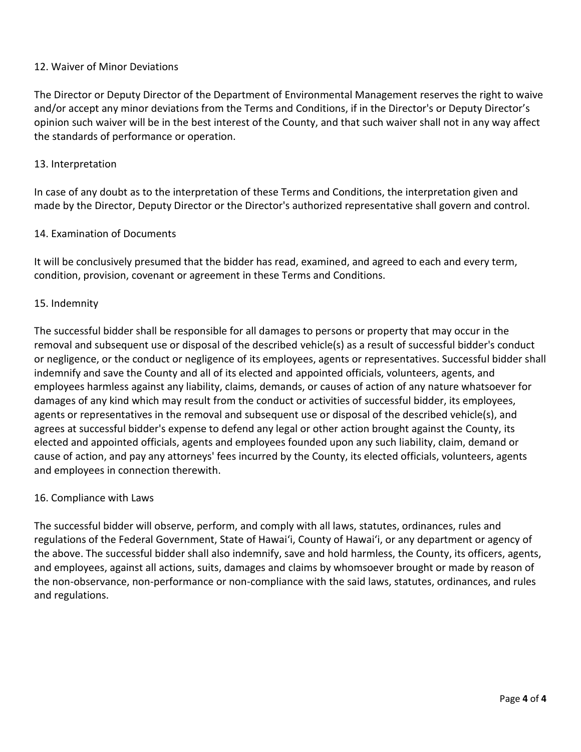## 12. Waiver of Minor Deviations

The Director or Deputy Director of the Department of Environmental Management reserves the right to waive and/or accept any minor deviations from the Terms and Conditions, if in the Director's or Deputy Director's opinion such waiver will be in the best interest of the County, and that such waiver shall not in any way affect the standards of performance or operation.

## 13. Interpretation

In case of any doubt as to the interpretation of these Terms and Conditions, the interpretation given and made by the Director, Deputy Director or the Director's authorized representative shall govern and control.

## 14. Examination of Documents

It will be conclusively presumed that the bidder has read, examined, and agreed to each and every term, condition, provision, covenant or agreement in these Terms and Conditions.

## 15. Indemnity

The successful bidder shall be responsible for all damages to persons or property that may occur in the removal and subsequent use or disposal of the described vehicle(s) as a result of successful bidder's conduct or negligence, or the conduct or negligence of its employees, agents or representatives. Successful bidder shall indemnify and save the County and all of its elected and appointed officials, volunteers, agents, and employees harmless against any liability, claims, demands, or causes of action of any nature whatsoever for damages of any kind which may result from the conduct or activities of successful bidder, its employees, agents or representatives in the removal and subsequent use or disposal of the described vehicle(s), and agrees at successful bidder's expense to defend any legal or other action brought against the County, its elected and appointed officials, agents and employees founded upon any such liability, claim, demand or cause of action, and pay any attorneys' fees incurred by the County, its elected officials, volunteers, agents and employees in connection therewith.

## 16. Compliance with Laws

The successful bidder will observe, perform, and comply with all laws, statutes, ordinances, rules and regulations of the Federal Government, State of Hawaiʻi, County of Hawaiʻi, or any department or agency of the above. The successful bidder shall also indemnify, save and hold harmless, the County, its officers, agents, and employees, against all actions, suits, damages and claims by whomsoever brought or made by reason of the non-observance, non-performance or non-compliance with the said laws, statutes, ordinances, and rules and regulations.